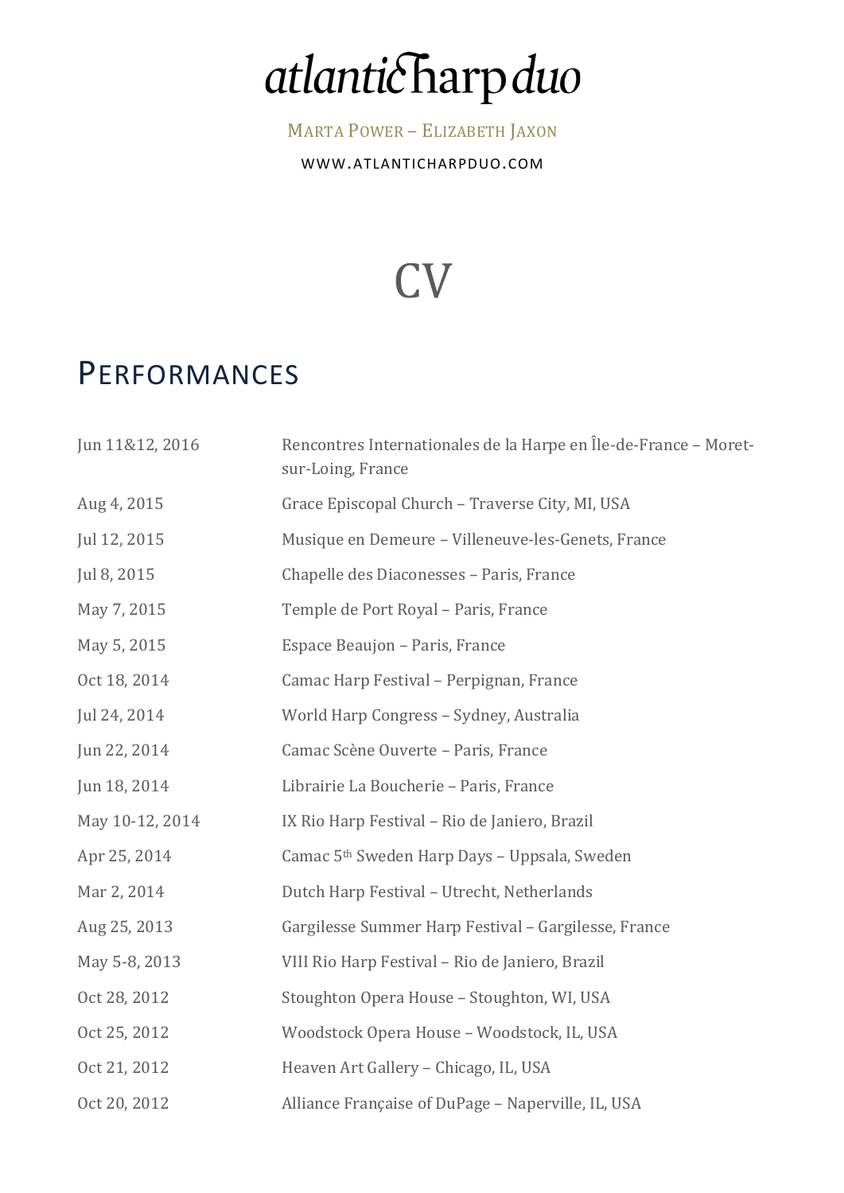# atlanticharpduo

MARTA POWER – ELIZABETH JAXON

WWW.ATLANTICHARPDUO.COM

# CV

## PERFORMANCES

| | |
|---|---|
| Jun 11&12, 2016 | Rencontres Internationales de la Harpe en Île-de-France – Moret-sur-Loing, France |
| Aug 4, 2015 | Grace Episcopal Church – Traverse City, MI, USA |
| Jul 12, 2015 | Musique en Demeure – Villeneuve-les-Genets, France |
| Jul 8, 2015 | Chapelle des Diaconesses – Paris, France |
| May 7, 2015 | Temple de Port Royal – Paris, France |
| May 5, 2015 | Espace Beaujon – Paris, France |
| Oct 18, 2014 | Camac Harp Festival – Perpignan, France |
| Jul 24, 2014 | World Harp Congress – Sydney, Australia |
| Jun 22, 2014 | Camac Scène Ouverte – Paris, France |
| Jun 18, 2014 | Librairie La Boucherie – Paris, France |
| May 10-12, 2014 | IX Rio Harp Festival – Rio de Janiero, Brazil |
| Apr 25, 2014 | Camac 5th Sweden Harp Days – Uppsala, Sweden |
| Mar 2, 2014 | Dutch Harp Festival – Utrecht, Netherlands |
| Aug 25, 2013 | Gargilesse Summer Harp Festival – Gargilesse, France |
| May 5-8, 2013 | VIII Rio Harp Festival – Rio de Janiero, Brazil |
| Oct 28, 2012 | Stoughton Opera House – Stoughton, WI, USA |
| Oct 25, 2012 | Woodstock Opera House – Woodstock, IL, USA |
| Oct 21, 2012 | Heaven Art Gallery – Chicago, IL, USA |
| Oct 20, 2012 | Alliance Française of DuPage – Naperville, IL, USA |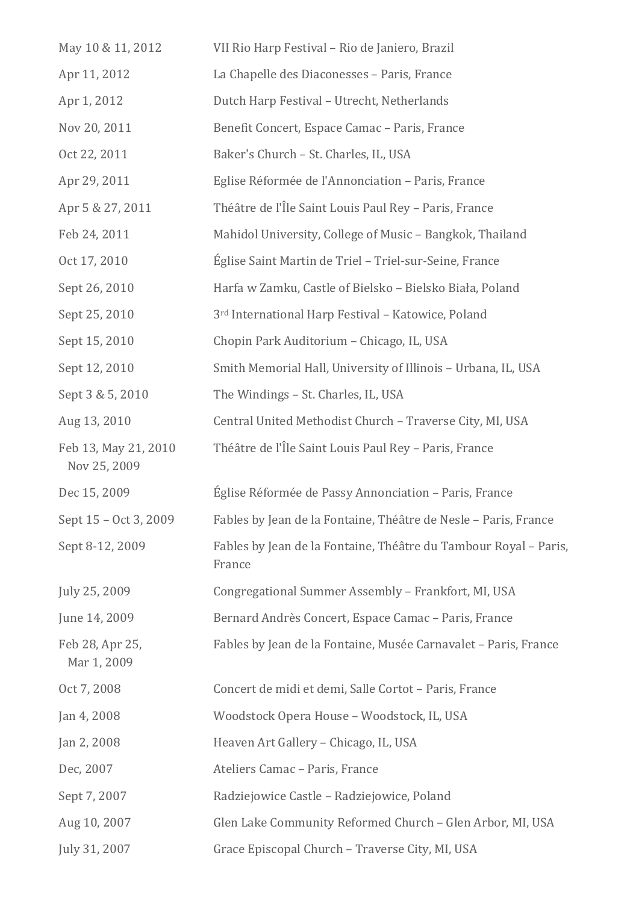| | |
|---|---|
| May 10 & 11, 2012 | VII Rio Harp Festival – Rio de Janiero, Brazil |
| Apr 11, 2012 | La Chapelle des Diaconesses – Paris, France |
| Apr 1, 2012 | Dutch Harp Festival – Utrecht, Netherlands |
| Nov 20, 2011 | Benefit Concert, Espace Camac – Paris, France |
| Oct 22, 2011 | Baker's Church – St. Charles, IL, USA |
| Apr 29, 2011 | Eglise Réformée de l'Annonciation – Paris, France |
| Apr 5 & 27, 2011 | Théâtre de l'Île Saint Louis Paul Rey – Paris, France |
| Feb 24, 2011 | Mahidol University, College of Music – Bangkok, Thailand |
| Oct 17, 2010 | Église Saint Martin de Triel – Triel-sur-Seine, France |
| Sept 26, 2010 | Harfa w Zamku, Castle of Bielsko – Bielsko Biała, Poland |
| Sept 25, 2010 | 3rd International Harp Festival – Katowice, Poland |
| Sept 15, 2010 | Chopin Park Auditorium – Chicago, IL, USA |
| Sept 12, 2010 | Smith Memorial Hall, University of Illinois – Urbana, IL, USA |
| Sept 3 & 5, 2010 | The Windings – St. Charles, IL, USA |
| Aug 13, 2010 | Central United Methodist Church – Traverse City, MI, USA |
| Feb 13, May 21, 2010 Nov 25, 2009 | Théâtre de l'Île Saint Louis Paul Rey – Paris, France |
| Dec 15, 2009 | Église Réformée de Passy Annonciation – Paris, France |
| Sept 15 – Oct 3, 2009 | Fables by Jean de la Fontaine, Théâtre de Nesle – Paris, France |
| Sept 8-12, 2009 | Fables by Jean de la Fontaine, Théâtre du Tambour Royal – Paris, France |
| July 25, 2009 | Congregational Summer Assembly – Frankfort, MI, USA |
| June 14, 2009 | Bernard Andrès Concert, Espace Camac – Paris, France |
| Feb 28, Apr 25, Mar 1, 2009 | Fables by Jean de la Fontaine, Musée Carnavalet – Paris, France |
| Oct 7, 2008 | Concert de midi et demi, Salle Cortot – Paris, France |
| Jan 4, 2008 | Woodstock Opera House – Woodstock, IL, USA |
| Jan 2, 2008 | Heaven Art Gallery – Chicago, IL, USA |
| Dec, 2007 | Ateliers Camac – Paris, France |
| Sept 7, 2007 | Radziejowice Castle – Radziejowice, Poland |
| Aug 10, 2007 | Glen Lake Community Reformed Church – Glen Arbor, MI, USA |
| July 31, 2007 | Grace Episcopal Church – Traverse City, MI, USA |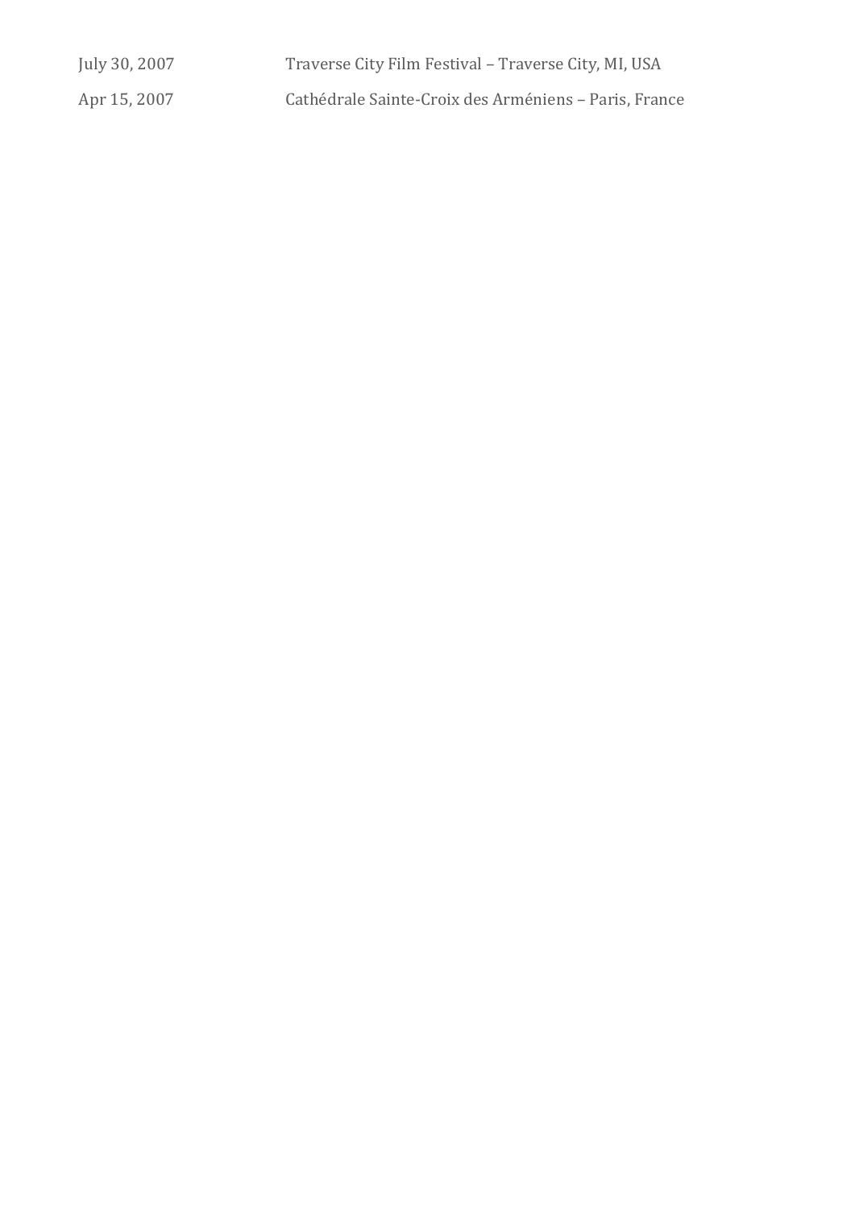| | |
|---|---|
| July 30, 2007 | Traverse City Film Festival – Traverse City, MI, USA |
| Apr 15, 2007 | Cathédrale Sainte-Croix des Arméniens – Paris, France |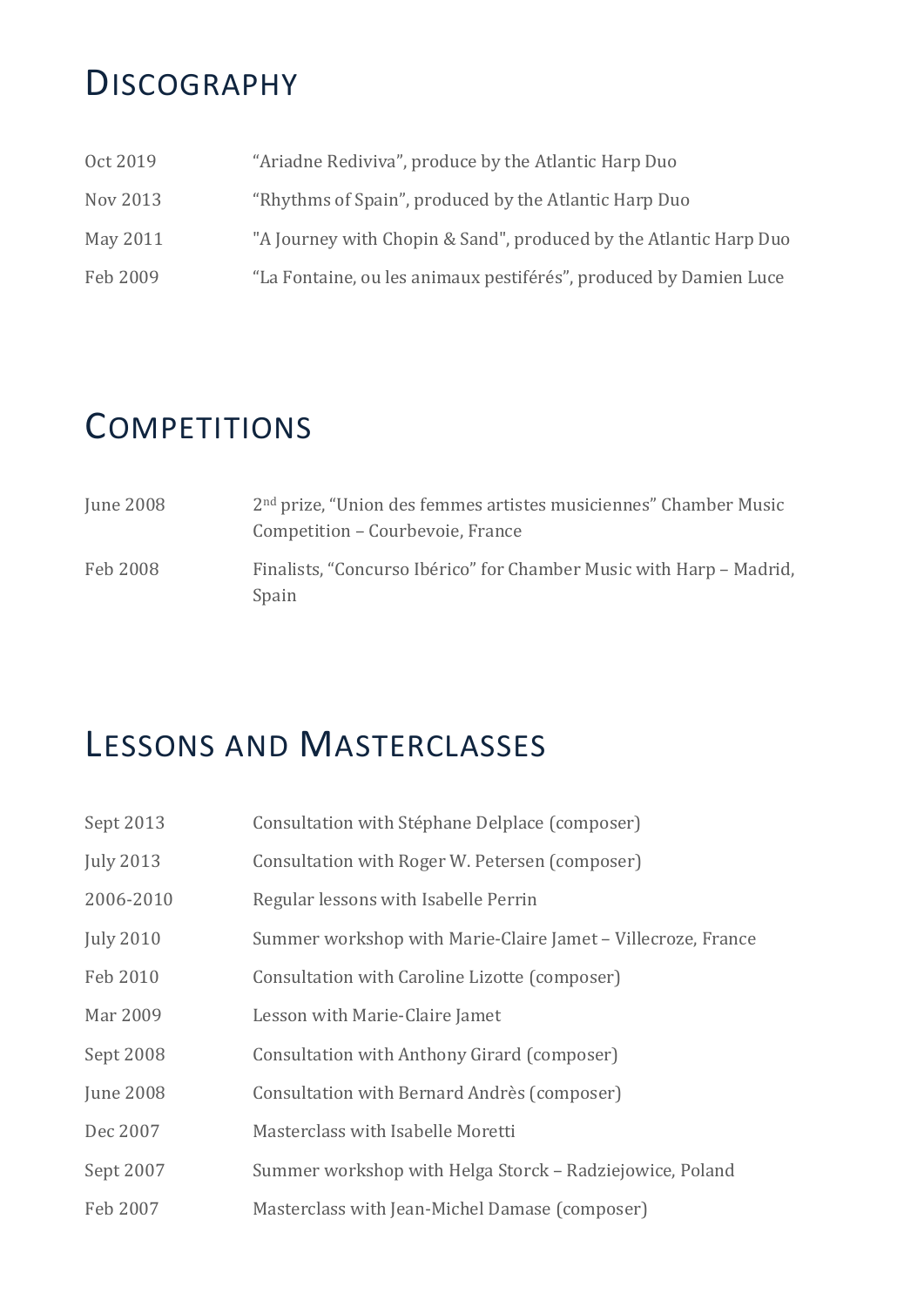# Discography

| | |
|---|---|
| Oct 2019 | "Ariadne Rediviva", produce by the Atlantic Harp Duo |
| Nov 2013 | "Rhythms of Spain", produced by the Atlantic Harp Duo |
| May 2011 | "A Journey with Chopin & Sand", produced by the Atlantic Harp Duo |
| Feb 2009 | "La Fontaine, ou les animaux pestiférés", produced by Damien Luce |

# Competitions

| | |
|---|---|
| June 2008 | 2nd prize, "Union des femmes artistes musiciennes" Chamber Music Competition – Courbevoie, France |
| Feb 2008 | Finalists, "Concurso Ibérico" for Chamber Music with Harp – Madrid, Spain |

# Lessons and Masterclasses

| | |
|---|---|
| Sept 2013 | Consultation with Stéphane Delplace (composer) |
| July 2013 | Consultation with Roger W. Petersen (composer) |
| 2006-2010 | Regular lessons with Isabelle Perrin |
| July 2010 | Summer workshop with Marie-Claire Jamet – Villecroze, France |
| Feb 2010 | Consultation with Caroline Lizotte (composer) |
| Mar 2009 | Lesson with Marie-Claire Jamet |
| Sept 2008 | Consultation with Anthony Girard (composer) |
| June 2008 | Consultation with Bernard Andrès (composer) |
| Dec 2007 | Masterclass with Isabelle Moretti |
| Sept 2007 | Summer workshop with Helga Storck – Radziejowice, Poland |
| Feb 2007 | Masterclass with Jean-Michel Damase (composer) |